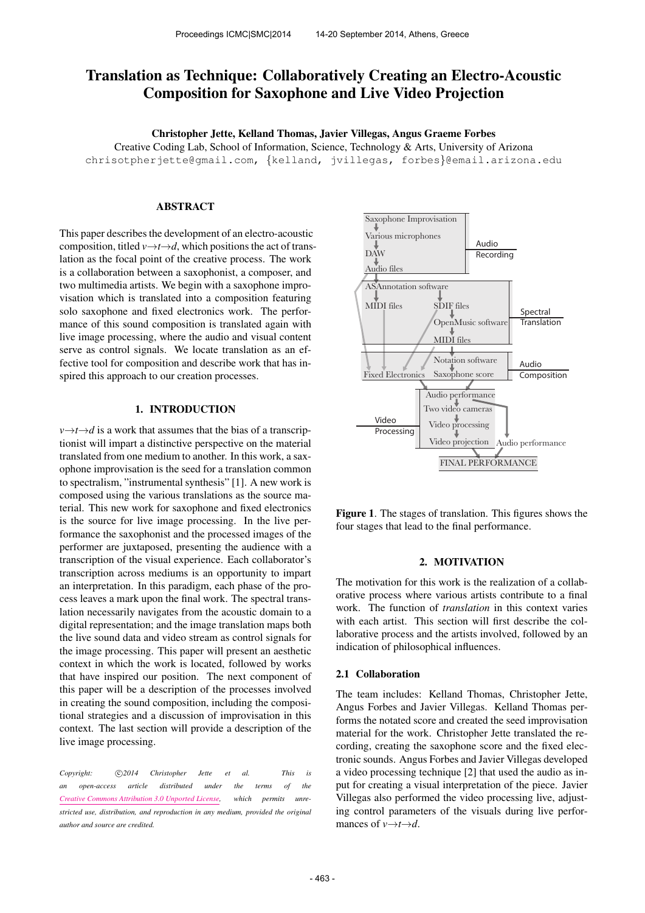# Translation as Technique: Collaboratively Creating an Electro-Acoustic Composition for Saxophone and Live Video Projection

**Christopher Jette, Kelland Thomas, Javier Villegas, Angus Graeme Forbes**

Creative Coding Lab, School of Information, Science, Technology & Arts, University of Arizona

chrisotpherjette@gmail.com, {kelland, jvillegas, forbes}@email.arizona.edu

## ABSTRACT

This paper describes the development of an electro-acoustic composition, titled *v→t→d*, which positions the act of translation as the focal point of the creative process. The work is a collaboration between a saxophonist, a composer, and two multimedia artists. We begin with a saxophone improvisation which is translated into a composition featuring solo saxophone and fixed electronics. The performance of this sound composition is translated again with live image processing, where the audio and visual content serve as control signals. We locate translation as an effective tool for composition and describe work that has inspired this approach to our creation processes.

## 1. INTRODUCTION

*v→t→d* is a work that assumes that the bias of a transcriptionist will impart a distinctive perspective on the material translated from one medium to another. In this work, a saxophone improvisation is the seed for a translation common to spectralism, "instrumental synthesis" [1]. A new work is composed using the various translations as the source material. This new work for saxophone and fixed electronics is the source for live image processing. In the live performance the saxophonist and the processed images of the performer are juxtaposed, presenting the audience with a transcription of the visual experience. Each collaborator's transcription across mediums is an opportunity to impart an interpretation. In this paradigm, each phase of the process leaves a mark upon the final work. The spectral translation necessarily navigates from the acoustic domain to a digital representation; and the image translation maps both the live sound data and video stream as control signals for the image processing. This paper will present an aesthetic context in which the work is located, followed by works that have inspired our position. The next component of this paper will be a description of the processes involved in creating the sound composition, including the compositional strategies and a discussion of improvisation in this context. The last section will provide a description of the live image processing.

*Copyright: ©2014 Christopher Jette et al. This is an open-access article distributed under the terms of the Creative Commons Attribution 3.0 Unported License, which permits unrestricted use, distribution, and reproduction in any medium, provided the original author and source are credited.*

**Figure 1**. The stages of translation. This figures shows the four stages that lead to the final performance.

## 2. MOTIVATION

The motivation for this work is the realization of a collaborative process where various artists contribute to a final work. The function of *translation* in this context varies with each artist. This section will first describe the collaborative process and the artists involved, followed by an indication of philosophical influences.

### 2.1 Collaboration

The team includes: Kelland Thomas, Christopher Jette, Angus Forbes and Javier Villegas. Kelland Thomas performs the notated score and created the seed improvisation material for the work. Christopher Jette translated the recording, creating the saxophone score and the fixed electronic sounds. Angus Forbes and Javier Villegas developed a video processing technique [2] that used the audio as input for creating a visual interpretation of the piece. Javier Villegas also performed the video processing live, adjusting control parameters of the visuals during live performances of *v→t→d*.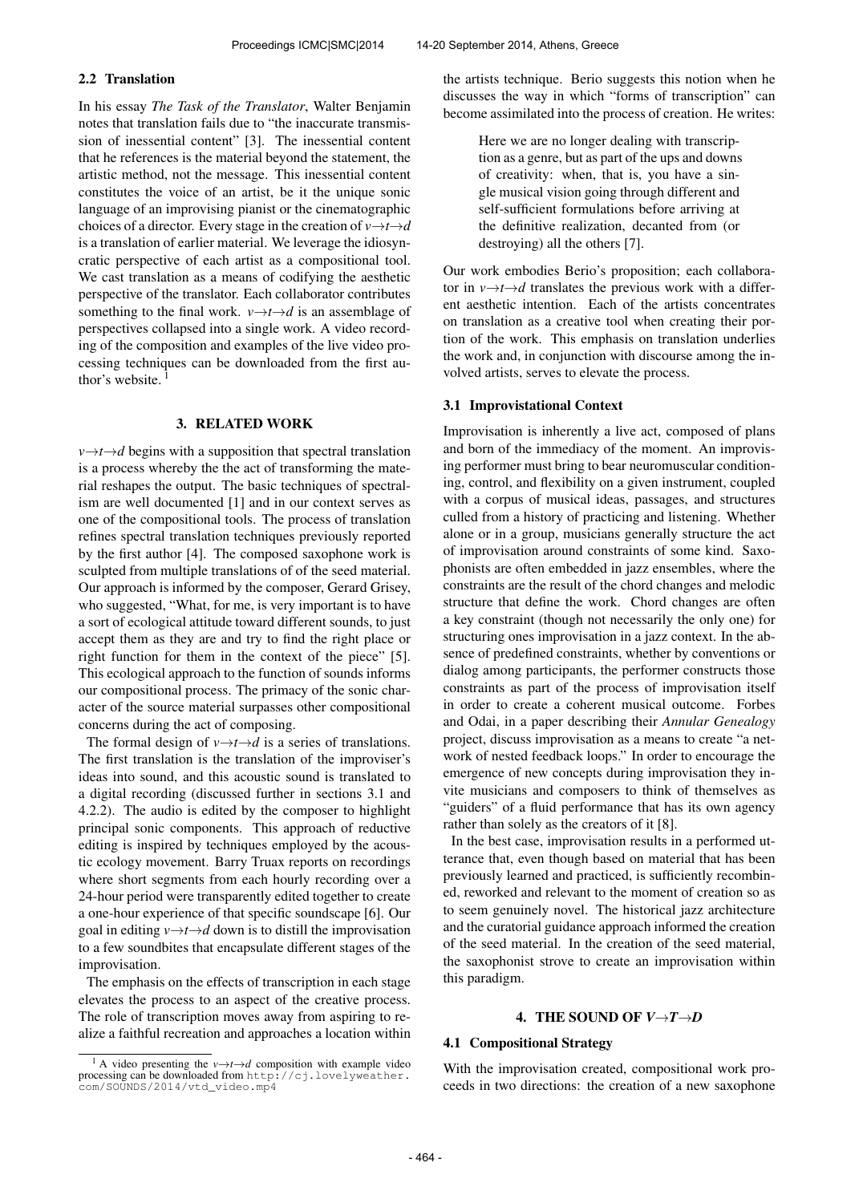## 2.2 Translation

In his essay *The Task of the Translator*, Walter Benjamin notes that translation fails due to "the inaccurate transmission of inessential content" [3]. The inessential content that he references is the material beyond the statement, the artistic method, not the message. This inessential content constitutes the voice of an artist, be it the unique sonic language of an improvising pianist or the cinematographic choices of a director. Every stage in the creation of *v→t→d* is a translation of earlier material. We leverage the idiosyncratic perspective of each artist as a compositional tool. We cast translation as a means of codifying the aesthetic perspective of the translator. Each collaborator contributes something to the final work. *v→t→d* is an assemblage of perspectives collapsed into a single work. A video recording of the composition and examples of the live video processing techniques can be downloaded from the first author's website. [1]

## 3. RELATED WORK

*v→t→d* begins with a supposition that spectral translation is a process whereby the the act of transforming the material reshapes the output. The basic techniques of spectralism are well documented [1] and in our context serves as one of the compositional tools. The process of translation refines spectral translation techniques previously reported by the first author [4]. The composed saxophone work is sculpted from multiple translations of of the seed material. Our approach is informed by the composer, Gerard Grisey, who suggested, "What, for me, is very important is to have a sort of ecological attitude toward different sounds, to just accept them as they are and try to find the right place or right function for them in the context of the piece" [5]. This ecological approach to the function of sounds informs our compositional process. The primacy of the sonic character of the source material surpasses other compositional concerns during the act of composing.

The formal design of *v→t→d* is a series of translations. The first translation is the translation of the improviser's ideas into sound, and this acoustic sound is translated to a digital recording (discussed further in sections 3.1 and 4.2.2). The audio is edited by the composer to highlight principal sonic components. This approach of reductive editing is inspired by techniques employed by the acoustic ecology movement. Barry Truax reports on recordings where short segments from each hourly recording over a 24-hour period were transparently edited together to create a one-hour experience of that specific soundscape [6]. Our goal in editing *v→t→d* down is to distill the improvisation to a few soundbites that encapsulate different stages of the improvisation.

The emphasis on the effects of transcription in each stage elevates the process to an aspect of the creative process. The role of transcription moves away from aspiring to realize a faithful recreation and approaches a location within the artists technique. Berio suggests this notion when he discusses the way in which "forms of transcription" can become assimilated into the process of creation. He writes:

> Here we are no longer dealing with transcription as a genre, but as part of the ups and downs of creativity: when, that is, you have a single musical vision going through different and self-sufficient formulations before arriving at the definitive realization, decanted from (or destroying) all the others [7].

Our work embodies Berio's proposition; each collaborator in *v→t→d* translates the previous work with a different aesthetic intention. Each of the artists concentrates on translation as a creative tool when creating their portion of the work. This emphasis on translation underlies the work and, in conjunction with discourse among the involved artists, serves to elevate the process.

### 3.1 Improvistational Context

Improvisation is inherently a live act, composed of plans and born of the immediacy of the moment. An improvising performer must bring to bear neuromuscular conditioning, control, and flexibility on a given instrument, coupled with a corpus of musical ideas, passages, and structures culled from a history of practicing and listening. Whether alone or in a group, musicians generally structure the act of improvisation around constraints of some kind. Saxophonists are often embedded in jazz ensembles, where the constraints are the result of the chord changes and melodic structure that define the work. Chord changes are often a key constraint (though not necessarily the only one) for structuring ones improvisation in a jazz context. In the absence of predefined constraints, whether by conventions or dialog among participants, the performer constructs those constraints as part of the process of improvisation itself in order to create a coherent musical outcome. Forbes and Odai, in a paper describing their *Annular Genealogy* project, discuss improvisation as a means to create "a network of nested feedback loops." In order to encourage the emergence of new concepts during improvisation they invite musicians and composers to think of themselves as "guiders" of a fluid performance that has its own agency rather than solely as the creators of it [8].

In the best case, improvisation results in a performed utterance that, even though based on material that has been previously learned and practiced, is sufficiently recombined, reworked and relevant to the moment of creation so as to seem genuinely novel. The historical jazz architecture and the curatorial guidance approach informed the creation of the seed material. In the creation of the seed material, the saxophonist strove to create an improvisation within this paradigm.

## 4. THE SOUND OF *V→T→D*

### 4.1 Compositional Strategy

With the improvisation created, compositional work proceeds in two directions: the creation of a new saxophone

[1] A video presenting the *v→t→d* composition with example video processing can be downloaded from http://cj.lovelyweather.com/SOUNDS/2014/vtd_video.mp4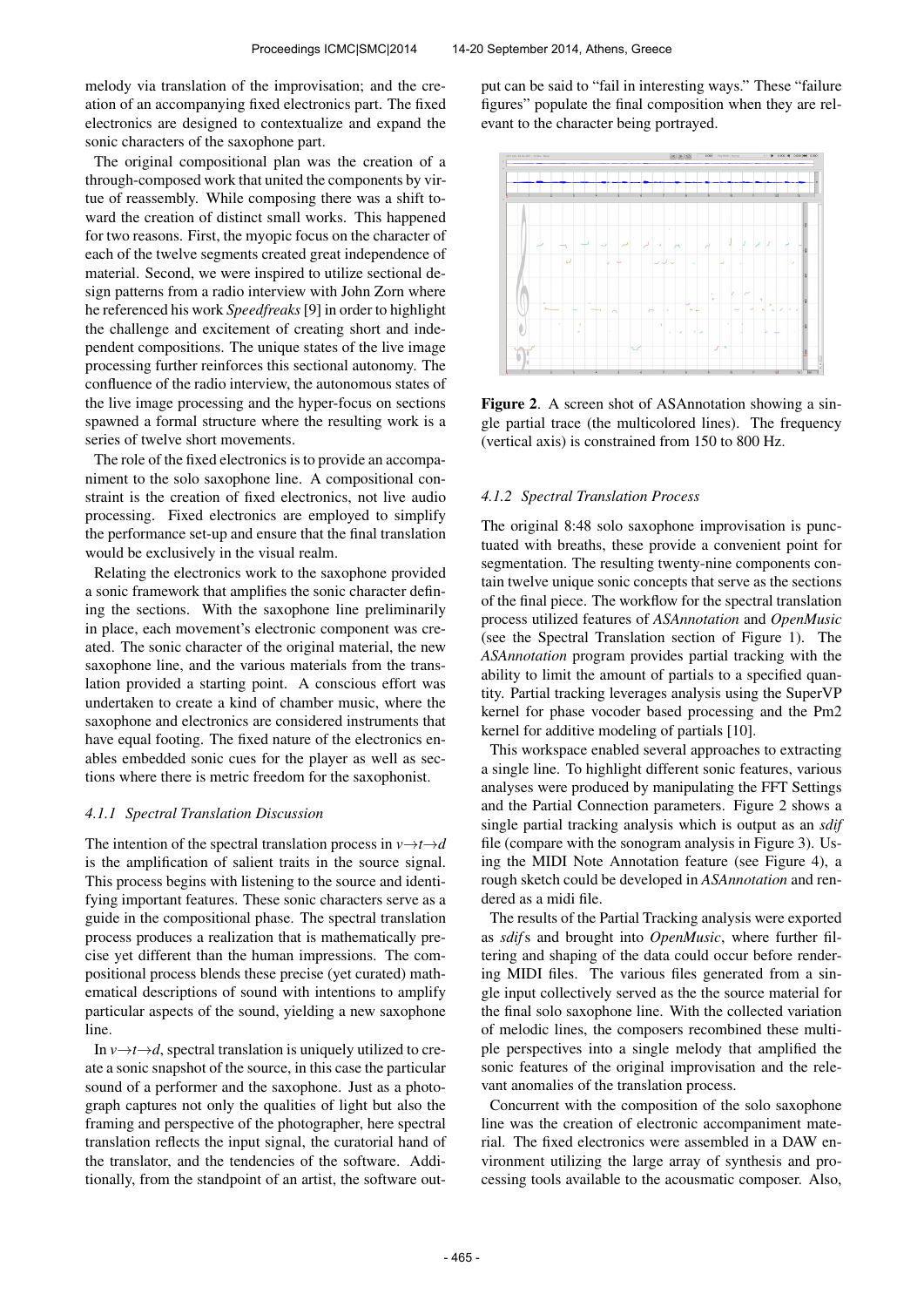melody via translation of the improvisation; and the creation of an accompanying fixed electronics part. The fixed electronics are designed to contextualize and expand the sonic characters of the saxophone part.

The original compositional plan was the creation of a through-composed work that united the components by virtue of reassembly. While composing there was a shift toward the creation of distinct small works. This happened for two reasons. First, the myopic focus on the character of each of the twelve segments created great independence of material. Second, we were inspired to utilize sectional design patterns from a radio interview with John Zorn where he referenced his work *Speedfreaks* [9] in order to highlight the challenge and excitement of creating short and independent compositions. The unique states of the live image processing further reinforces this sectional autonomy. The confluence of the radio interview, the autonomous states of the live image processing and the hyper-focus on sections spawned a formal structure where the resulting work is a series of twelve short movements.

The role of the fixed electronics is to provide an accompaniment to the solo saxophone line. A compositional constraint is the creation of fixed electronics, not live audio processing. Fixed electronics are employed to simplify the performance set-up and ensure that the final translation would be exclusively in the visual realm.

Relating the electronics work to the saxophone provided a sonic framework that amplifies the sonic character defining the sections. With the saxophone line preliminarily in place, each movement's electronic component was created. The sonic character of the original material, the new saxophone line, and the various materials from the translation provided a starting point. A conscious effort was undertaken to create a kind of chamber music, where the saxophone and electronics are considered instruments that have equal footing. The fixed nature of the electronics enables embedded sonic cues for the player as well as sections where there is metric freedom for the saxophonist.

#### 4.1.1 Spectral Translation Discussion

The intention of the spectral translation process in *v→t→d* is the amplification of salient traits in the source signal. This process begins with listening to the source and identifying important features. These sonic characters serve as a guide in the compositional phase. The spectral translation process produces a realization that is mathematically precise yet different than the human impressions. The compositional process blends these precise (yet curated) mathematical descriptions of sound with intentions to amplify particular aspects of the sound, yielding a new saxophone line.

In *v→t→d*, spectral translation is uniquely utilized to create a sonic snapshot of the source, in this case the particular sound of a performer and the saxophone. Just as a photograph captures not only the qualities of light but also the framing and perspective of the photographer, here spectral translation reflects the input signal, the curatorial hand of the translator, and the tendencies of the software. Additionally, from the standpoint of an artist, the software output can be said to "fail in interesting ways." These "failure figures" populate the final composition when they are relevant to the character being portrayed.

**Figure 2**. A screen shot of ASAnnotation showing a single partial trace (the multicolored lines). The frequency (vertical axis) is constrained from 150 to 800 Hz.

#### 4.1.2 Spectral Translation Process

The original 8:48 solo saxophone improvisation is punctuated with breaths, these provide a convenient point for segmentation. The resulting twenty-nine components contain twelve unique sonic concepts that serve as the sections of the final piece. The workflow for the spectral translation process utilized features of *ASAnnotation* and *OpenMusic* (see the Spectral Translation section of Figure 1). The *ASAnnotation* program provides partial tracking with the ability to limit the amount of partials to a specified quantity. Partial tracking leverages analysis using the SuperVP kernel for phase vocoder based processing and the Pm2 kernel for additive modeling of partials [10].

This workspace enabled several approaches to extracting a single line. To highlight different sonic features, various analyses were produced by manipulating the FFT Settings and the Partial Connection parameters. Figure 2 shows a single partial tracking analysis which is output as an *sdif* file (compare with the sonogram analysis in Figure 3). Using the MIDI Note Annotation feature (see Figure 4), a rough sketch could be developed in *ASAnnotation* and rendered as a midi file.

The results of the Partial Tracking analysis were exported as *sdif*s and brought into *OpenMusic*, where further filtering and shaping of the data could occur before rendering MIDI files. The various files generated from a single input collectively served as the the source material for the final solo saxophone line. With the collected variation of melodic lines, the composers recombined these multiple perspectives into a single melody that amplified the sonic features of the original improvisation and the relevant anomalies of the translation process.

Concurrent with the composition of the solo saxophone line was the creation of electronic accompaniment material. The fixed electronics were assembled in a DAW environment utilizing the large array of synthesis and processing tools available to the acousmatic composer. Also,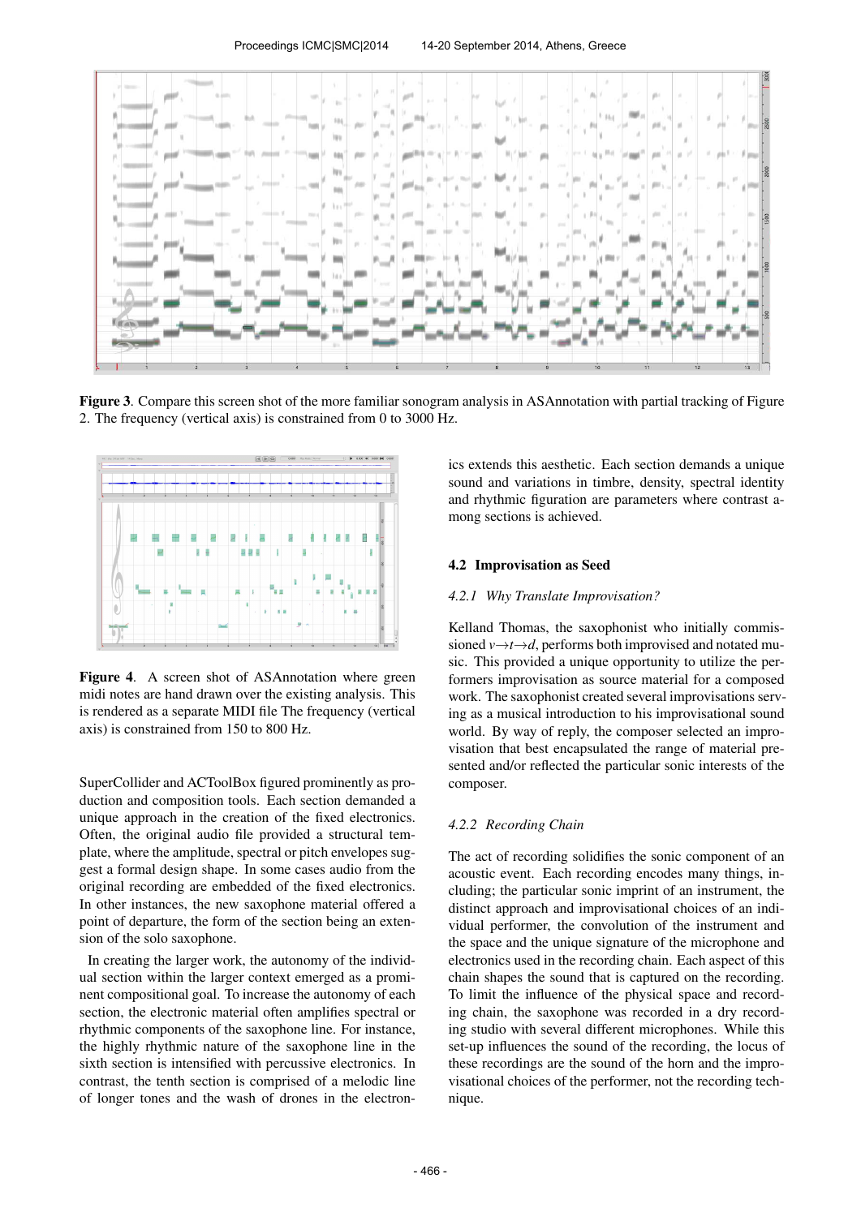**Figure 3**. Compare this screen shot of the more familiar sonogram analysis in ASAnnotation with partial tracking of Figure 2. The frequency (vertical axis) is constrained from 0 to 3000 Hz.

**Figure 4**. A screen shot of ASAnnotation where green midi notes are hand drawn over the existing analysis. This is rendered as a separate MIDI file The frequency (vertical axis) is constrained from 150 to 800 Hz.

SuperCollider and ACToolBox figured prominently as production and composition tools. Each section demanded a unique approach in the creation of the fixed electronics. Often, the original audio file provided a structural template, where the amplitude, spectral or pitch envelopes suggest a formal design shape. In some cases audio from the original recording are embedded of the fixed electronics. In other instances, the new saxophone material offered a point of departure, the form of the section being an extension of the solo saxophone.

In creating the larger work, the autonomy of the individual section within the larger context emerged as a prominent compositional goal. To increase the autonomy of each section, the electronic material often amplifies spectral or rhythmic components of the saxophone line. For instance, the highly rhythmic nature of the saxophone line in the sixth section is intensified with percussive electronics. In contrast, the tenth section is comprised of a melodic line of longer tones and the wash of drones in the electronics extends this aesthetic. Each section demands a unique sound and variations in timbre, density, spectral identity and rhythmic figuration are parameters where contrast among sections is achieved.

## 4.2 Improvisation as Seed

### *4.2.1 Why Translate Improvisation?*

Kelland Thomas, the saxophonist who initially commissioned *v*→*t*→*d*, performs both improvised and notated music. This provided a unique opportunity to utilize the performers improvisation as source material for a composed work. The saxophonist created several improvisations serving as a musical introduction to his improvisational sound world. By way of reply, the composer selected an improvisation that best encapsulated the range of material presented and/or reflected the particular sonic interests of the composer.

### *4.2.2 Recording Chain*

The act of recording solidifies the sonic component of an acoustic event. Each recording encodes many things, including; the particular sonic imprint of an instrument, the distinct approach and improvisational choices of an individual performer, the convolution of the instrument and the space and the unique signature of the microphone and electronics used in the recording chain. Each aspect of this chain shapes the sound that is captured on the recording. To limit the influence of the physical space and recording chain, the saxophone was recorded in a dry recording studio with several different microphones. While this set-up influences the sound of the recording, the locus of these recordings are the sound of the horn and the improvisational choices of the performer, not the recording technique.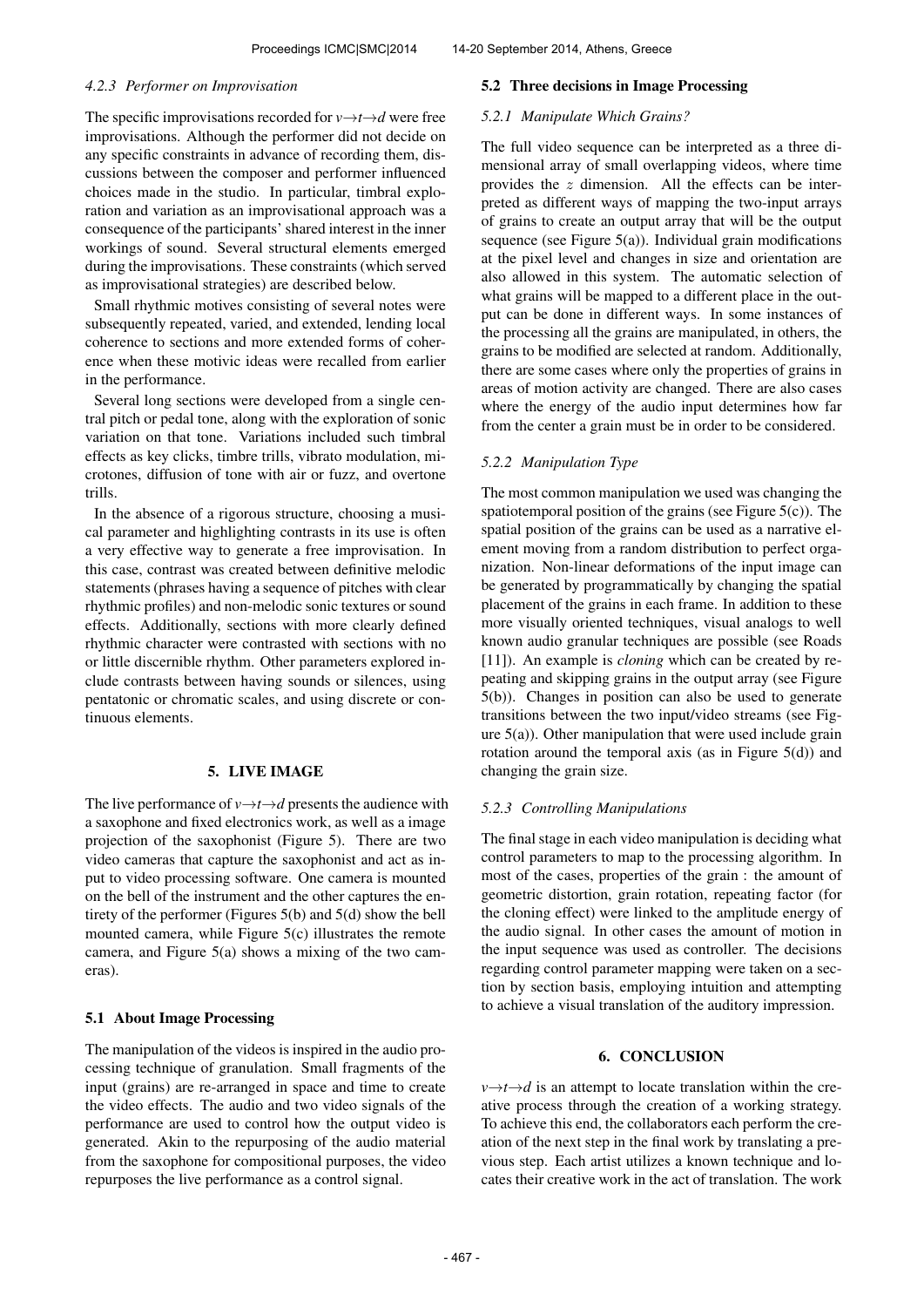#### 4.2.3 Performer on Improvisation

The specific improvisations recorded for *v*→*t*→*d* were free improvisations. Although the performer did not decide on any specific constraints in advance of recording them, discussions between the composer and performer influenced choices made in the studio. In particular, timbral exploration and variation as an improvisational approach was a consequence of the participants' shared interest in the inner workings of sound. Several structural elements emerged during the improvisations. These constraints (which served as improvisational strategies) are described below.

Small rhythmic motives consisting of several notes were subsequently repeated, varied, and extended, lending local coherence to sections and more extended forms of coherence when these motivic ideas were recalled from earlier in the performance.

Several long sections were developed from a single central pitch or pedal tone, along with the exploration of sonic variation on that tone. Variations included such timbral effects as key clicks, timbre trills, vibrato modulation, microtones, diffusion of tone with air or fuzz, and overtone trills.

In the absence of a rigorous structure, choosing a musical parameter and highlighting contrasts in its use is often a very effective way to generate a free improvisation. In this case, contrast was created between definitive melodic statements (phrases having a sequence of pitches with clear rhythmic profiles) and non-melodic sonic textures or sound effects. Additionally, sections with more clearly defined rhythmic character were contrasted with sections with no or little discernible rhythm. Other parameters explored include contrasts between having sounds or silences, using pentatonic or chromatic scales, and using discrete or continuous elements.

## 5. LIVE IMAGE

The live performance of *v*→*t*→*d* presents the audience with a saxophone and fixed electronics work, as well as a image projection of the saxophonist (Figure 5). There are two video cameras that capture the saxophonist and act as input to video processing software. One camera is mounted on the bell of the instrument and the other captures the entirety of the performer (Figures 5(b) and 5(d) show the bell mounted camera, while Figure 5(c) illustrates the remote camera, and Figure 5(a) shows a mixing of the two cameras).

### 5.1 About Image Processing

The manipulation of the videos is inspired in the audio processing technique of granulation. Small fragments of the input (grains) are re-arranged in space and time to create the video effects. The audio and two video signals of the performance are used to control how the output video is generated. Akin to the repurposing of the audio material from the saxophone for compositional purposes, the video repurposes the live performance as a control signal.

### 5.2 Three decisions in Image Processing

#### 5.2.1 Manipulate Which Grains?

The full video sequence can be interpreted as a three dimensional array of small overlapping videos, where time provides the $z$ dimension. All the effects can be interpreted as different ways of mapping the two-input arrays of grains to create an output array that will be the output sequence (see Figure 5(a)). Individual grain modifications at the pixel level and changes in size and orientation are also allowed in this system. The automatic selection of what grains will be mapped to a different place in the output can be done in different ways. In some instances of the processing all the grains are manipulated, in others, the grains to be modified are selected at random. Additionally, there are some cases where only the properties of grains in areas of motion activity are changed. There are also cases where the energy of the audio input determines how far from the center a grain must be in order to be considered.

#### 5.2.2 Manipulation Type

The most common manipulation we used was changing the spatiotemporal position of the grains (see Figure 5(c)). The spatial position of the grains can be used as a narrative element moving from a random distribution to perfect organization. Non-linear deformations of the input image can be generated by programmatically by changing the spatial placement of the grains in each frame. In addition to these more visually oriented techniques, visual analogs to well known audio granular techniques are possible (see Roads [11]). An example is *cloning* which can be created by repeating and skipping grains in the output array (see Figure 5(b)). Changes in position can also be used to generate transitions between the two input/video streams (see Figure 5(a)). Other manipulation that were used include grain rotation around the temporal axis (as in Figure 5(d)) and changing the grain size.

#### 5.2.3 Controlling Manipulations

The final stage in each video manipulation is deciding what control parameters to map to the processing algorithm. In most of the cases, properties of the grain : the amount of geometric distortion, grain rotation, repeating factor (for the cloning effect) were linked to the amplitude energy of the audio signal. In other cases the amount of motion in the input sequence was used as controller. The decisions regarding control parameter mapping were taken on a section by section basis, employing intuition and attempting to achieve a visual translation of the auditory impression.

## 6. CONCLUSION

*v*→*t*→*d* is an attempt to locate translation within the creative process through the creation of a working strategy. To achieve this end, the collaborators each perform the creation of the next step in the final work by translating a previous step. Each artist utilizes a known technique and locates their creative work in the act of translation. The work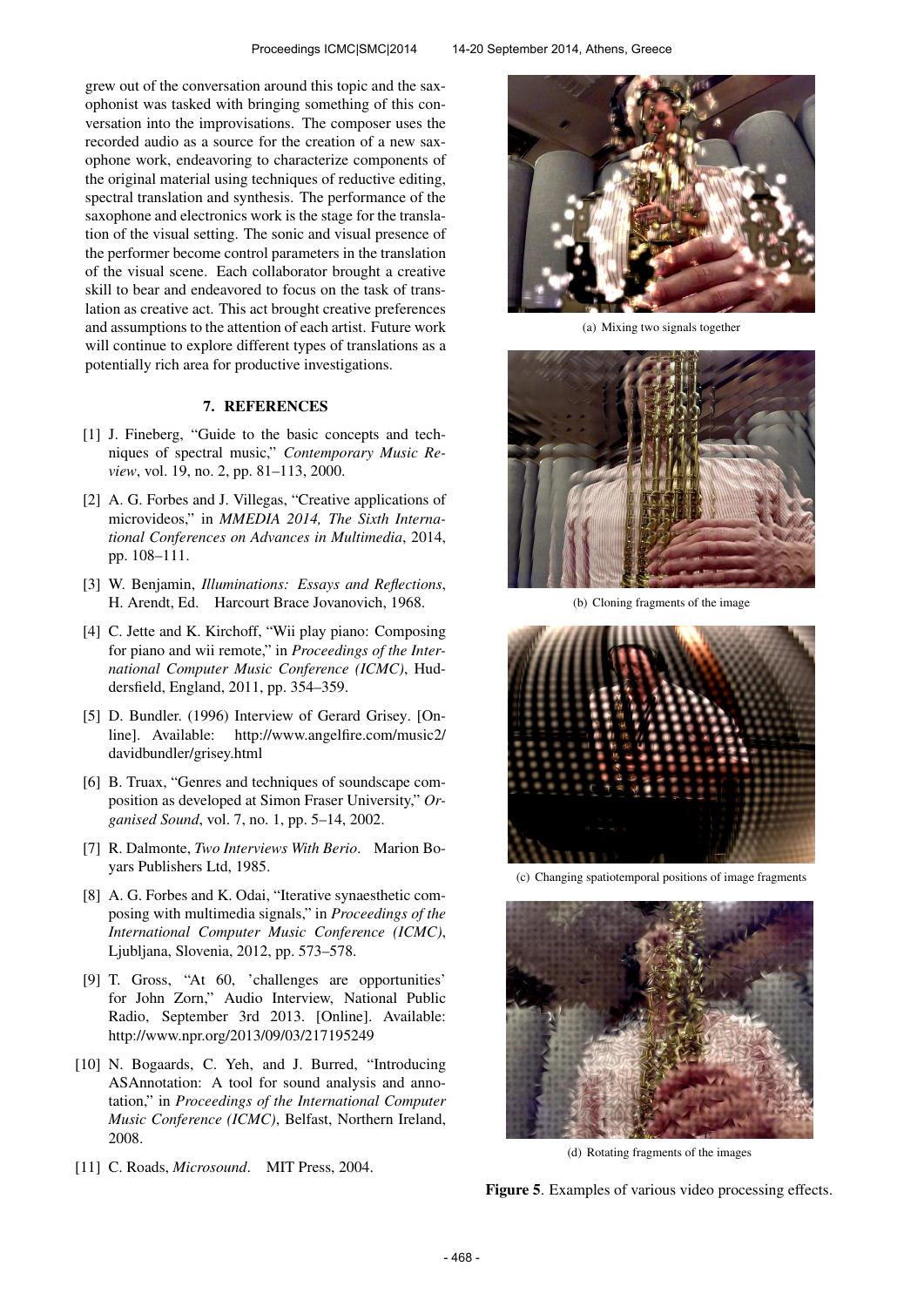grew out of the conversation around this topic and the saxophonist was tasked with bringing something of this conversation into the improvisations. The composer uses the recorded audio as a source for the creation of a new saxophone work, endeavoring to characterize components of the original material using techniques of reductive editing, spectral translation and synthesis. The performance of the saxophone and electronics work is the stage for the translation of the visual setting. The sonic and visual presence of the performer become control parameters in the translation of the visual scene. Each collaborator brought a creative skill to bear and endeavored to focus on the task of translation as creative act. This act brought creative preferences and assumptions to the attention of each artist. Future work will continue to explore different types of translations as a potentially rich area for productive investigations.

## 7. REFERENCES

[1] J. Fineberg, "Guide to the basic concepts and techniques of spectral music," *Contemporary Music Review*, vol. 19, no. 2, pp. 81–113, 2000.

[2] A. G. Forbes and J. Villegas, "Creative applications of microvideos," in *MMEDIA 2014, The Sixth International Conferences on Advances in Multimedia*, 2014, pp. 108–111.

[3] W. Benjamin, *Illuminations: Essays and Reflections*, H. Arendt, Ed. Harcourt Brace Jovanovich, 1968.

[4] C. Jette and K. Kirchoff, "Wii play piano: Composing for piano and wii remote," in *Proceedings of the International Computer Music Conference (ICMC)*, Huddersfield, England, 2011, pp. 354–359.

[5] D. Bundler. (1996) Interview of Gerard Grisey. [Online]. Available: http://www.angelfire.com/music2/davidbundler/grisey.html

[6] B. Truax, "Genres and techniques of soundscape composition as developed at Simon Fraser University," *Organised Sound*, vol. 7, no. 1, pp. 5–14, 2002.

[7] R. Dalmonte, *Two Interviews With Berio*. Marion Boyars Publishers Ltd, 1985.

[8] A. G. Forbes and K. Odai, "Iterative synaesthetic composing with multimedia signals," in *Proceedings of the International Computer Music Conference (ICMC)*, Ljubljana, Slovenia, 2012, pp. 573–578.

[9] T. Gross, "At 60, 'challenges are opportunities' for John Zorn," Audio Interview, National Public Radio, September 3rd 2013. [Online]. Available: http://www.npr.org/2013/09/03/217195249

[10] N. Bogaards, C. Yeh, and J. Burred, "Introducing ASAnnotation: A tool for sound analysis and annotation," in *Proceedings of the International Computer Music Conference (ICMC)*, Belfast, Northern Ireland, 2008.

[11] C. Roads, *Microsound*. MIT Press, 2004.

(a) Mixing two signals together

(b) Cloning fragments of the image

(c) Changing spatiotemporal positions of image fragments

(d) Rotating fragments of the images

**Figure 5**. Examples of various video processing effects.